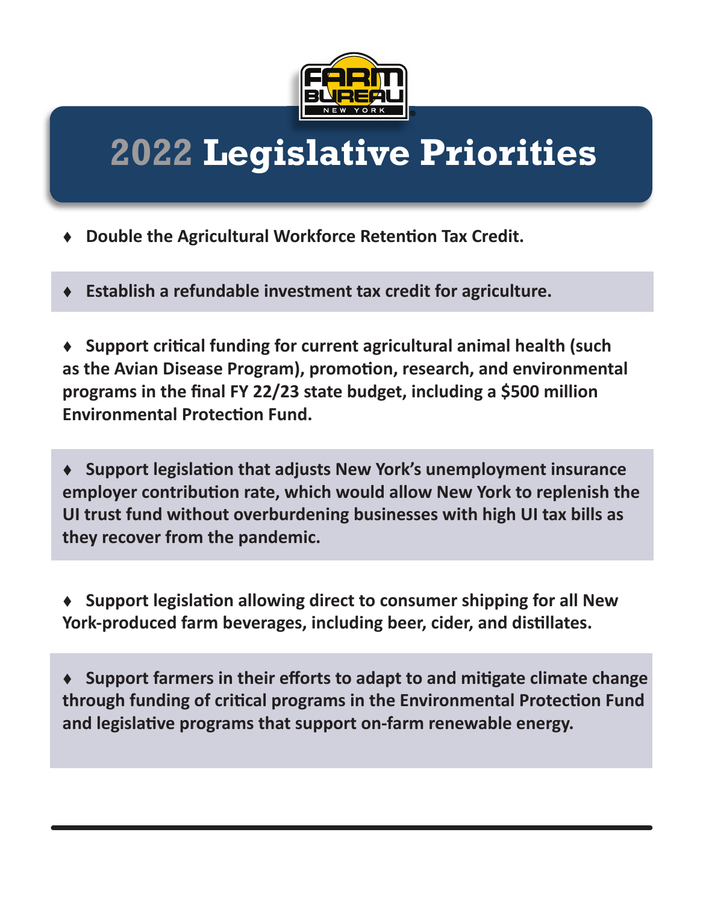# 2022 Legislative Priorities

- **Double the Agricultural Workforce Retention Tax Credit.**

- **Establish a refundable investment tax credit for agriculture.**

- **Support critical funding for current agricultural animal health (such as the Avian Disease Program), promotion, research, and environmental programs in the final FY 22/23 state budget, including a $500 million Environmental Protection Fund.**

- **Support legislation that adjusts New York's unemployment insurance employer contribution rate, which would allow New York to replenish the UI trust fund without overburdening businesses with high UI tax bills as they recover from the pandemic.**

- **Support legislation allowing direct to consumer shipping for all New York-produced farm beverages, including beer, cider, and distillates.**

- **Support farmers in their efforts to adapt to and mitigate climate change through funding of critical programs in the Environmental Protection Fund and legislative programs that support on-farm renewable energy.**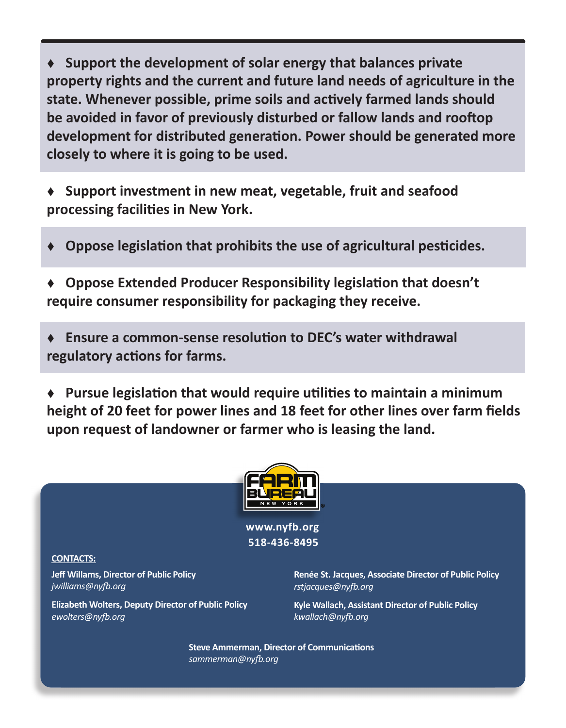- **Support the development of solar energy that balances private property rights and the current and future land needs of agriculture in the state. Whenever possible, prime soils and actively farmed lands should be avoided in favor of previously disturbed or fallow lands and rooftop development for distributed generation. Power should be generated more closely to where it is going to be used.**

- **Support investment in new meat, vegetable, fruit and seafood processing facilities in New York.**

- **Oppose legislation that prohibits the use of agricultural pesticides.**

- **Oppose Extended Producer Responsibility legislation that doesn't require consumer responsibility for packaging they receive.**

- **Ensure a common-sense resolution to DEC's water withdrawal regulatory actions for farms.**

- **Pursue legislation that would require utilities to maintain a minimum height of 20 feet for power lines and 18 feet for other lines over farm fields upon request of landowner or farmer who is leasing the land.**

FARM BUREAU NEW YORK

**www.nyfb.org**
**518-436-8495**

**CONTACTS:**

**Jeff Willams, Director of Public Policy**
*jwilliams@nyfb.org*

**Elizabeth Wolters, Deputy Director of Public Policy**
*ewolters@nyfb.org*

**Renée St. Jacques, Associate Director of Public Policy**
*rstjacques@nyfb.org*

**Kyle Wallach, Assistant Director of Public Policy**
*kwallach@nyfb.org*

**Steve Ammerman, Director of Communications**
*sammerman@nyfb.org*